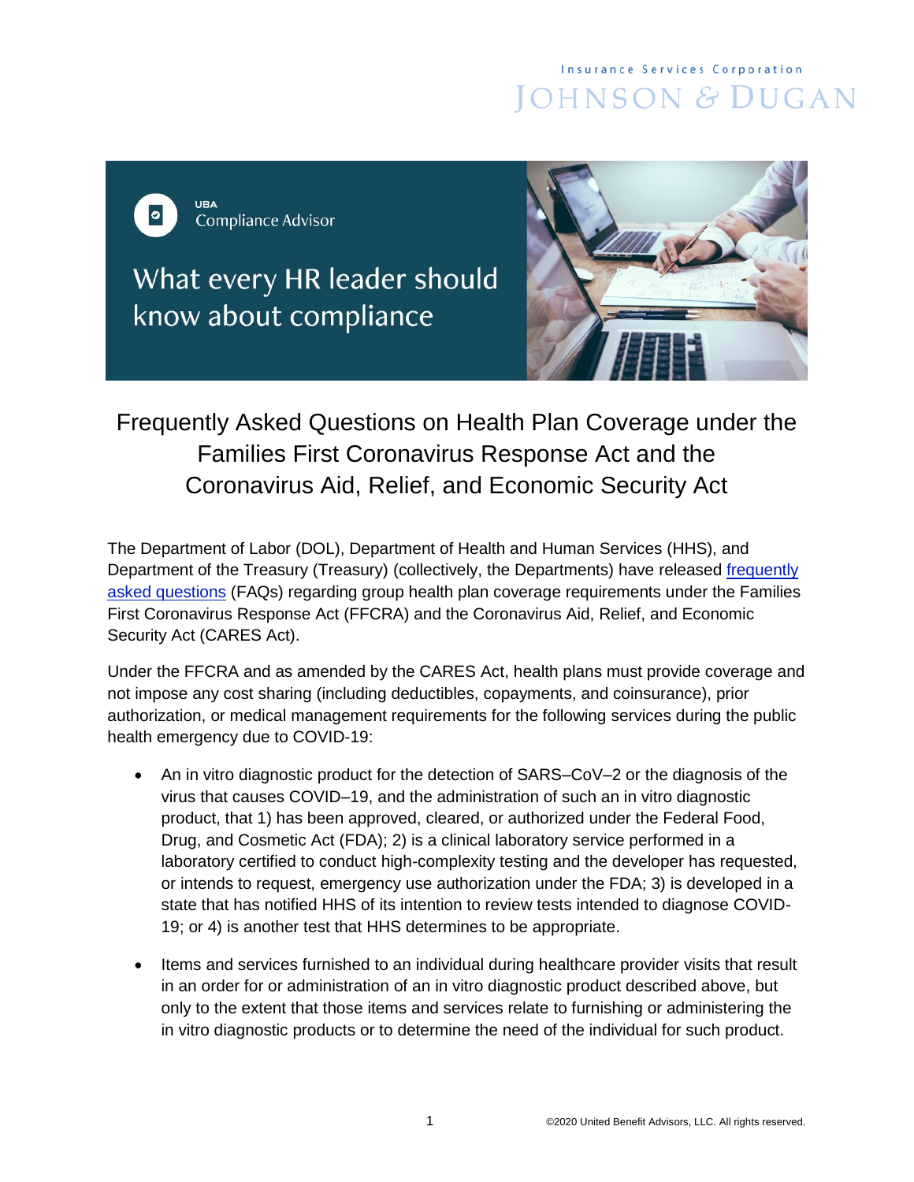Insurance Services Corporation

JOHNSON & DUGAN

UBA

Compliance Advisor

What every HR leader should know about compliance

# Frequently Asked Questions on Health Plan Coverage under the Families First Coronavirus Response Act and the Coronavirus Aid, Relief, and Economic Security Act

The Department of Labor (DOL), Department of Health and Human Services (HHS), and Department of the Treasury (Treasury) (collectively, the Departments) have released frequently asked questions (FAQs) regarding group health plan coverage requirements under the Families First Coronavirus Response Act (FFCRA) and the Coronavirus Aid, Relief, and Economic Security Act (CARES Act).

Under the FFCRA and as amended by the CARES Act, health plans must provide coverage and not impose any cost sharing (including deductibles, copayments, and coinsurance), prior authorization, or medical management requirements for the following services during the public health emergency due to COVID-19:

- An in vitro diagnostic product for the detection of SARS–CoV–2 or the diagnosis of the virus that causes COVID–19, and the administration of such an in vitro diagnostic product, that 1) has been approved, cleared, or authorized under the Federal Food, Drug, and Cosmetic Act (FDA); 2) is a clinical laboratory service performed in a laboratory certified to conduct high-complexity testing and the developer has requested, or intends to request, emergency use authorization under the FDA; 3) is developed in a state that has notified HHS of its intention to review tests intended to diagnose COVID-19; or 4) is another test that HHS determines to be appropriate.
- Items and services furnished to an individual during healthcare provider visits that result in an order for or administration of an in vitro diagnostic product described above, but only to the extent that those items and services relate to furnishing or administering the in vitro diagnostic products or to determine the need of the individual for such product.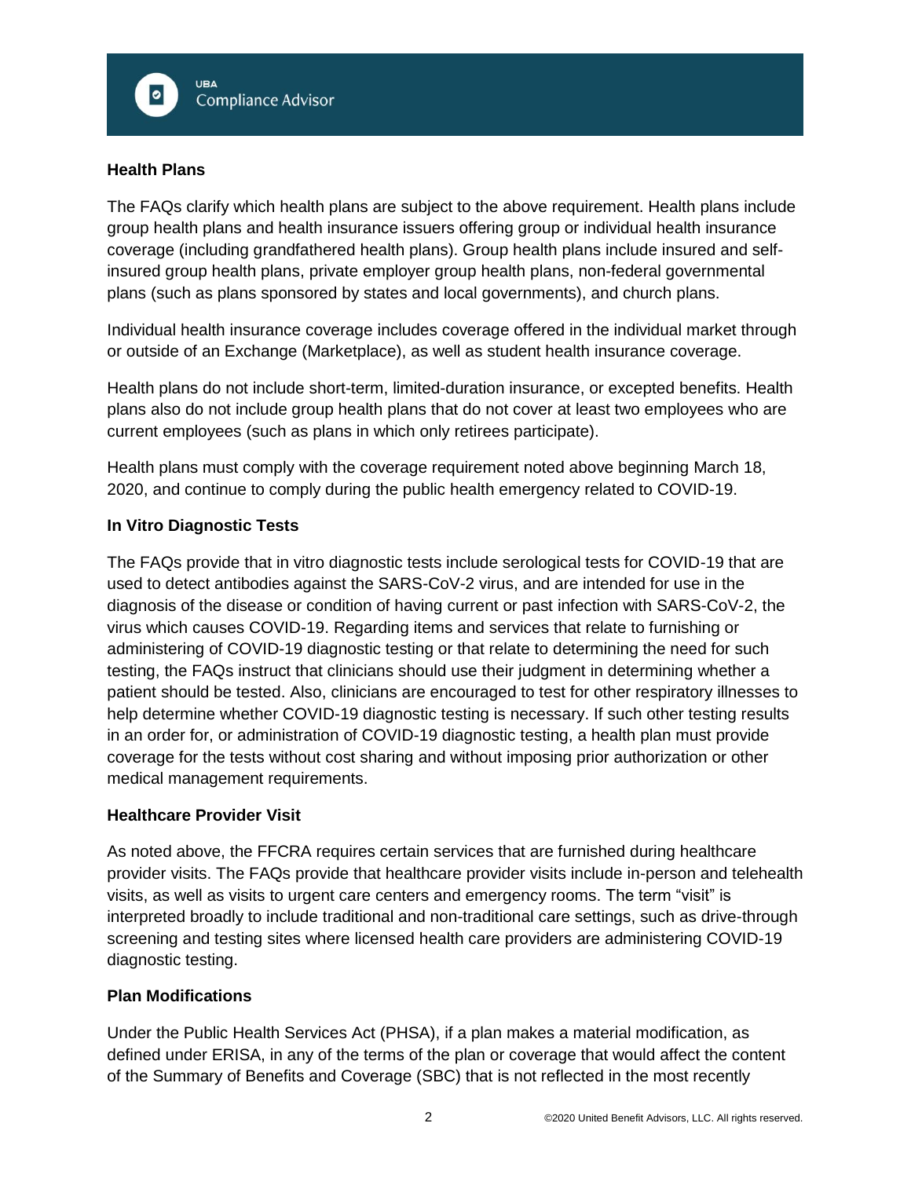### Health Plans

The FAQs clarify which health plans are subject to the above requirement. Health plans include group health plans and health insurance issuers offering group or individual health insurance coverage (including grandfathered health plans). Group health plans include insured and self-insured group health plans, private employer group health plans, non-federal governmental plans (such as plans sponsored by states and local governments), and church plans.

Individual health insurance coverage includes coverage offered in the individual market through or outside of an Exchange (Marketplace), as well as student health insurance coverage.

Health plans do not include short-term, limited-duration insurance, or excepted benefits. Health plans also do not include group health plans that do not cover at least two employees who are current employees (such as plans in which only retirees participate).

Health plans must comply with the coverage requirement noted above beginning March 18, 2020, and continue to comply during the public health emergency related to COVID-19.

### In Vitro Diagnostic Tests

The FAQs provide that in vitro diagnostic tests include serological tests for COVID-19 that are used to detect antibodies against the SARS-CoV-2 virus, and are intended for use in the diagnosis of the disease or condition of having current or past infection with SARS-CoV-2, the virus which causes COVID-19. Regarding items and services that relate to furnishing or administering of COVID-19 diagnostic testing or that relate to determining the need for such testing, the FAQs instruct that clinicians should use their judgment in determining whether a patient should be tested. Also, clinicians are encouraged to test for other respiratory illnesses to help determine whether COVID-19 diagnostic testing is necessary. If such other testing results in an order for, or administration of COVID-19 diagnostic testing, a health plan must provide coverage for the tests without cost sharing and without imposing prior authorization or other medical management requirements.

### Healthcare Provider Visit

As noted above, the FFCRA requires certain services that are furnished during healthcare provider visits. The FAQs provide that healthcare provider visits include in-person and telehealth visits, as well as visits to urgent care centers and emergency rooms. The term "visit" is interpreted broadly to include traditional and non-traditional care settings, such as drive-through screening and testing sites where licensed health care providers are administering COVID-19 diagnostic testing.

### Plan Modifications

Under the Public Health Services Act (PHSA), if a plan makes a material modification, as defined under ERISA, in any of the terms of the plan or coverage that would affect the content of the Summary of Benefits and Coverage (SBC) that is not reflected in the most recently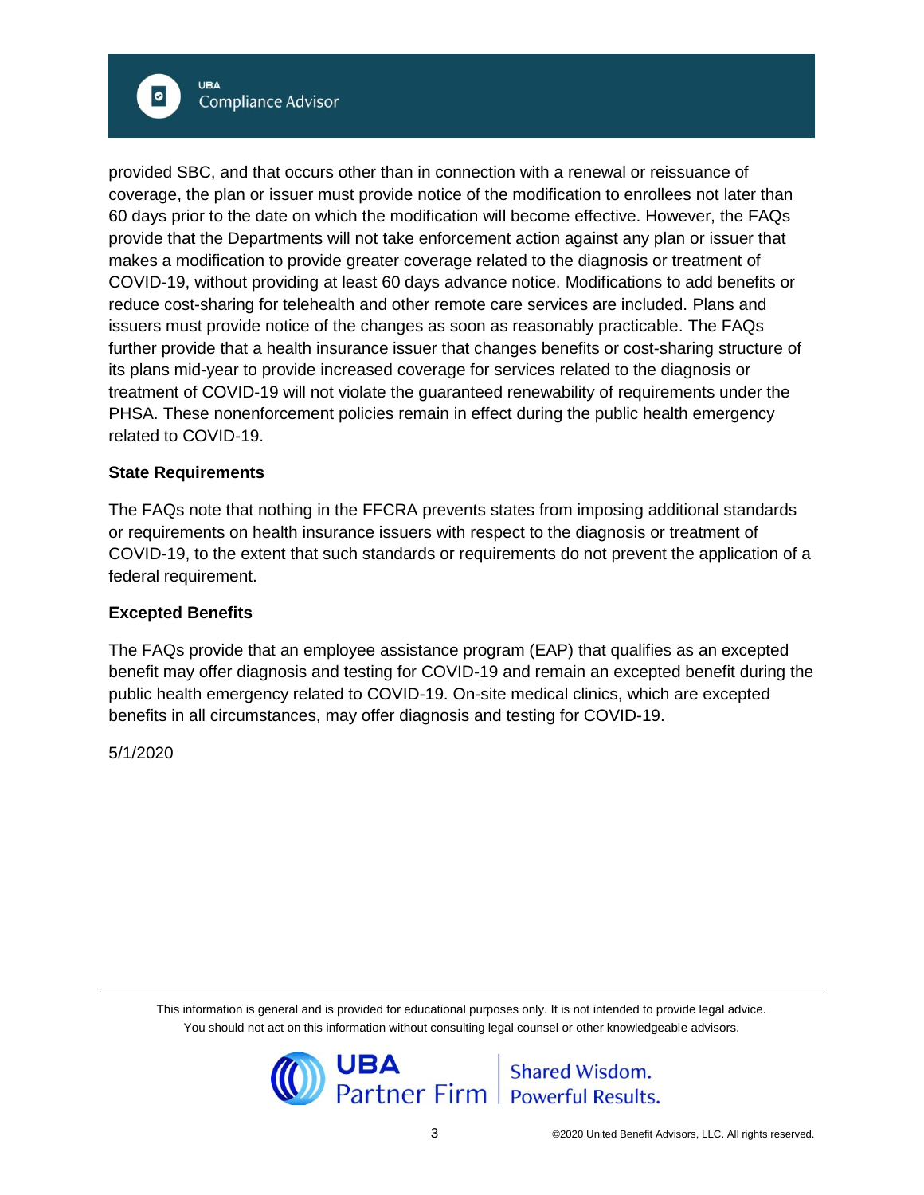provided SBC, and that occurs other than in connection with a renewal or reissuance of coverage, the plan or issuer must provide notice of the modification to enrollees not later than 60 days prior to the date on which the modification will become effective. However, the FAQs provide that the Departments will not take enforcement action against any plan or issuer that makes a modification to provide greater coverage related to the diagnosis or treatment of COVID-19, without providing at least 60 days advance notice. Modifications to add benefits or reduce cost-sharing for telehealth and other remote care services are included. Plans and issuers must provide notice of the changes as soon as reasonably practicable. The FAQs further provide that a health insurance issuer that changes benefits or cost-sharing structure of its plans mid-year to provide increased coverage for services related to the diagnosis or treatment of COVID-19 will not violate the guaranteed renewability of requirements under the PHSA. These nonenforcement policies remain in effect during the public health emergency related to COVID-19.

**State Requirements**

The FAQs note that nothing in the FFCRA prevents states from imposing additional standards or requirements on health insurance issuers with respect to the diagnosis or treatment of COVID-19, to the extent that such standards or requirements do not prevent the application of a federal requirement.

**Excepted Benefits**

The FAQs provide that an employee assistance program (EAP) that qualifies as an excepted benefit may offer diagnosis and testing for COVID-19 and remain an excepted benefit during the public health emergency related to COVID-19. On-site medical clinics, which are excepted benefits in all circumstances, may offer diagnosis and testing for COVID-19.

5/1/2020

This information is general and is provided for educational purposes only. It is not intended to provide legal advice. You should not act on this information without consulting legal counsel or other knowledgeable advisors.

©2020 United Benefit Advisors, LLC. All rights reserved.